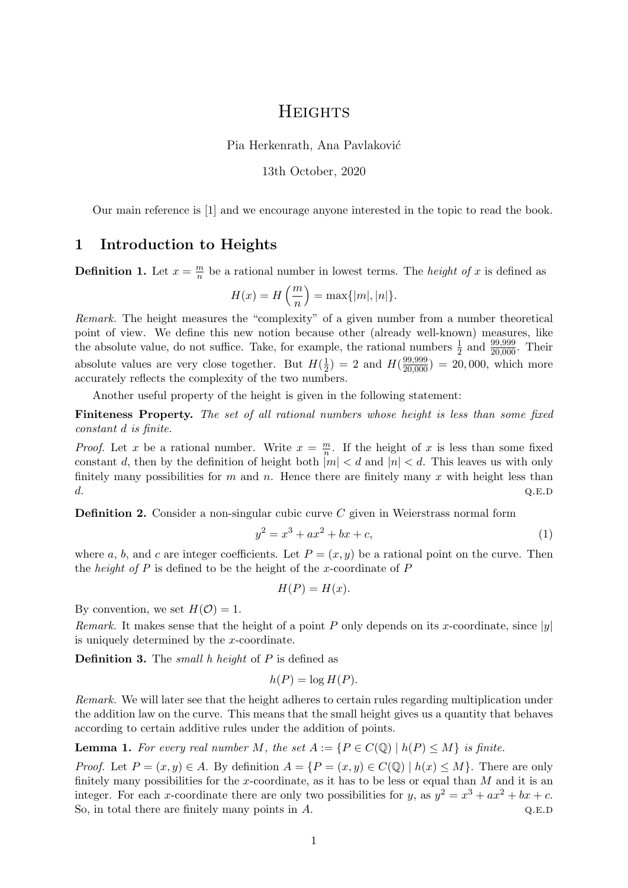# Heights

Pia Herkenrath, Ana Pavlaković

13th October, 2020

Our main reference is [1] and we encourage anyone interested in the topic to read the book.

## 1 Introduction to Heights

**Definition 1.** Let $x = \frac{m}{n}$ be a rational number in lowest terms. The *height of* $x$ is defined as

$$H(x) = H\left(\frac{m}{n}\right) = \max\{|m|, |n|\}.$$

*Remark.* The height measures the "complexity" of a given number from a number theoretical point of view. We define this new notion because other (already well-known) measures, like the absolute value, do not suffice. Take, for example, the rational numbers $\frac{1}{2}$ and $\frac{99{,}999}{20{,}000}$. Their absolute values are very close together. But $H(\frac{1}{2}) = 2$ and $H(\frac{99{,}999}{20{,}000}) = 20{,}000$, which more accurately reflects the complexity of the two numbers.

Another useful property of the height is given in the following statement:

**Finiteness Property.** *The set of all rational numbers whose height is less than some fixed constant* $d$ *is finite.*

*Proof.* Let $x$ be a rational number. Write $x = \frac{m}{n}$. If the height of $x$ is less than some fixed constant $d$, then by the definition of height both $|m| < d$ and $|n| < d$. This leaves us with only finitely many possibilities for $m$ and $n$. Hence there are finitely many $x$ with height less than $d$. Q.E.D

**Definition 2.** Consider a non-singular cubic curve $C$ given in Weierstrass normal form

$$y^2 = x^3 + ax^2 + bx + c, \tag{1}$$

where $a$, $b$, and $c$ are integer coefficients. Let $P = (x, y)$ be a rational point on the curve. Then the *height of* $P$ is defined to be the height of the $x$-coordinate of $P$

$$H(P) = H(x).$$

By convention, we set $H(\mathcal{O}) = 1$.

*Remark.* It makes sense that the height of a point $P$ only depends on its $x$-coordinate, since $|y|$ is uniquely determined by the $x$-coordinate.

**Definition 3.** The *small h height* of $P$ is defined as

$$h(P) = \log H(P).$$

*Remark.* We will later see that the height adheres to certain rules regarding multiplication under the addition law on the curve. This means that the small height gives us a quantity that behaves according to certain additive rules under the addition of points.

**Lemma 1.** *For every real number* $M$*, the set* $A := \{P \in C(\mathbb{Q}) \mid h(P) \leq M\}$ *is finite.*

*Proof.* Let $P = (x, y) \in A$. By definition $A = \{P = (x, y) \in C(\mathbb{Q}) \mid h(x) \leq M\}$. There are only finitely many possibilities for the $x$-coordinate, as it has to be less or equal than $M$ and it is an integer. For each $x$-coordinate there are only two possibilities for $y$, as $y^2 = x^3 + ax^2 + bx + c$. So, in total there are finitely many points in $A$. Q.E.D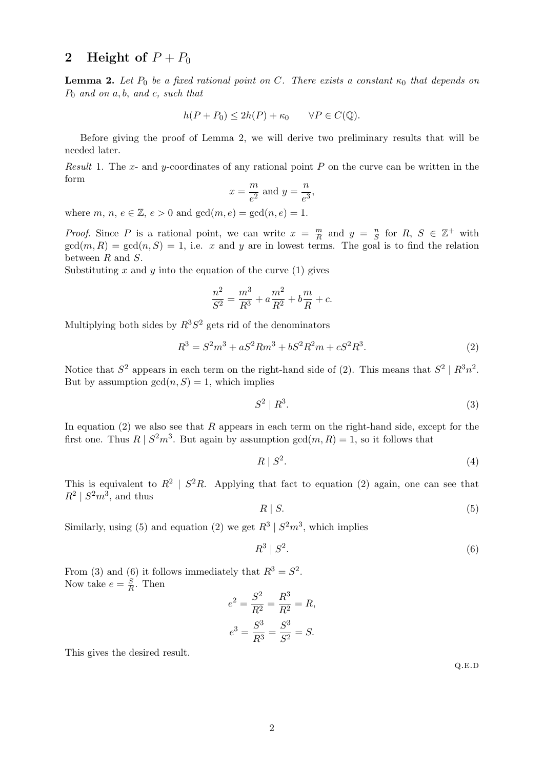## 2 Height of $P + P_0$

**Lemma 2.** *Let $P_0$ be a fixed rational point on $C$. There exists a constant $\kappa_0$ that depends on $P_0$ and on $a, b,$ and $c$, such that*

$$h(P + P_0) \leq 2h(P) + \kappa_0 \qquad \forall P \in C(\mathbb{Q}).$$

Before giving the proof of Lemma 2, we will derive two preliminary results that will be needed later.

*Result* 1. The $x$- and $y$-coordinates of any rational point $P$ on the curve can be written in the form

$$x = \frac{m}{e^2} \text{ and } y = \frac{n}{e^3},$$

where $m,\, n,\, e \in \mathbb{Z}$, $e > 0$ and $\gcd(m, e) = \gcd(n, e) = 1$.

*Proof.* Since $P$ is a rational point, we can write $x = \frac{m}{R}$ and $y = \frac{n}{S}$ for $R,\, S \in \mathbb{Z}^+$ with $\gcd(m, R) = \gcd(n, S) = 1$, i.e. $x$ and $y$ are in lowest terms. The goal is to find the relation between $R$ and $S$.
Substituting $x$ and $y$ into the equation of the curve (1) gives

$$\frac{n^2}{S^2} = \frac{m^3}{R^3} + a\frac{m^2}{R^2} + b\frac{m}{R} + c.$$

Multiplying both sides by $R^3S^2$ gets rid of the denominators

$$R^3 = S^2m^3 + aS^2Rm^3 + bS^2R^2m + cS^2R^3. \tag{2}$$

Notice that $S^2$ appears in each term on the right-hand side of (2). This means that $S^2 \mid R^3n^2$. But by assumption $\gcd(n, S) = 1$, which implies

$$S^2 \mid R^3. \tag{3}$$

In equation (2) we also see that $R$ appears in each term on the right-hand side, except for the first one. Thus $R \mid S^2m^3$. But again by assumption $\gcd(m, R) = 1$, so it follows that

$$R \mid S^2. \tag{4}$$

This is equivalent to $R^2 \mid S^2R$. Applying that fact to equation (2) again, one can see that $R^2 \mid S^2m^3$, and thus

$$R \mid S. \tag{5}$$

Similarly, using (5) and equation (2) we get $R^3 \mid S^2m^3$, which implies

$$R^3 \mid S^2. \tag{6}$$

From (3) and (6) it follows immediately that $R^3 = S^2$.
Now take $e = \frac{S}{R}$. Then

$$e^2 = \frac{S^2}{R^2} = \frac{R^3}{R^2} = R,$$

$$e^3 = \frac{S^3}{R^3} = \frac{S^3}{S^2} = S.$$

This gives the desired result.

Q.E.D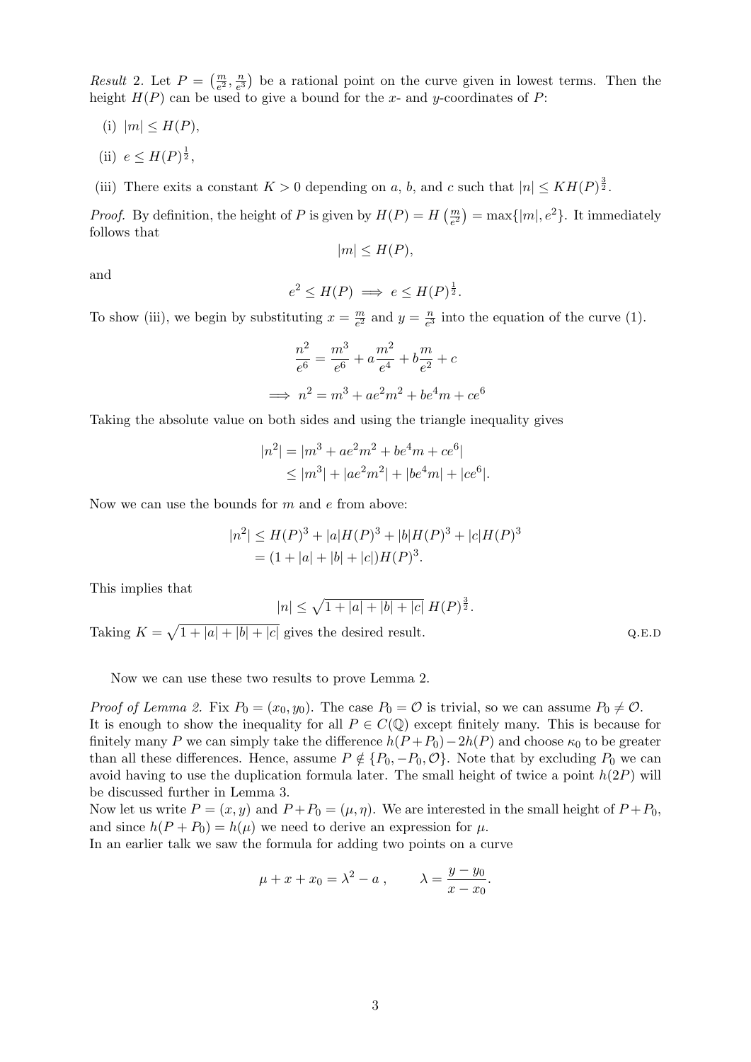*Result* 2. Let $P = \left(\frac{m}{e^2}, \frac{n}{e^3}\right)$ be a rational point on the curve given in lowest terms. Then the height $H(P)$ can be used to give a bound for the $x$- and $y$-coordinates of $P$:

(i) $|m| \leq H(P)$,

(ii) $e \leq H(P)^{\frac{1}{2}}$,

(iii) There exits a constant $K > 0$ depending on $a$, $b$, and $c$ such that $|n| \leq KH(P)^{\frac{3}{2}}$.

*Proof.* By definition, the height of $P$ is given by $H(P) = H\left(\frac{m}{e^2}\right) = \max\{|m|, e^2\}$. It immediately follows that

$$|m| \leq H(P),$$

and

$$e^2 \leq H(P) \implies e \leq H(P)^{\frac{1}{2}}.$$

To show (iii), we begin by substituting $x = \frac{m}{e^2}$ and $y = \frac{n}{e^3}$ into the equation of the curve (1).

$$\frac{n^2}{e^6} = \frac{m^3}{e^6} + a\frac{m^2}{e^4} + b\frac{m}{e^2} + c$$

$$\implies n^2 = m^3 + ae^2m^2 + be^4m + ce^6$$

Taking the absolute value on both sides and using the triangle inequality gives

$$\begin{aligned} |n^2| &= |m^3 + ae^2m^2 + be^4m + ce^6| \\ &\leq |m^3| + |ae^2m^2| + |be^4m| + |ce^6|. \end{aligned}$$

Now we can use the bounds for $m$ and $e$ from above:

$$\begin{aligned} |n^2| &\leq H(P)^3 + |a|H(P)^3 + |b|H(P)^3 + |c|H(P)^3 \\ &= (1 + |a| + |b| + |c|)H(P)^3. \end{aligned}$$

This implies that

$$|n| \leq \sqrt{1 + |a| + |b| + |c|}\ H(P)^{\frac{3}{2}}.$$

Taking $K = \sqrt{1 + |a| + |b| + |c|}$ gives the desired result. Q.E.D

Now we can use these two results to prove Lemma 2.

*Proof of Lemma 2.* Fix $P_0 = (x_0, y_0)$. The case $P_0 = \mathcal{O}$ is trivial, so we can assume $P_0 \neq \mathcal{O}$. It is enough to show the inequality for all $P \in C(\mathbb{Q})$ except finitely many. This is because for finitely many $P$ we can simply take the difference $h(P+P_0) - 2h(P)$ and choose $\kappa_0$ to be greater than all these differences. Hence, assume $P \notin \{P_0, -P_0, \mathcal{O}\}$. Note that by excluding $P_0$ we can avoid having to use the duplication formula later. The small height of twice a point $h(2P)$ will be discussed further in Lemma 3.
Now let us write $P = (x, y)$ and $P + P_0 = (\mu, \eta)$. We are interested in the small height of $P + P_0$, and since $h(P + P_0) = h(\mu)$ we need to derive an expression for $\mu$.
In an earlier talk we saw the formula for adding two points on a curve

$$\mu + x + x_0 = \lambda^2 - a\ , \qquad \lambda = \frac{y - y_0}{x - x_0}.$$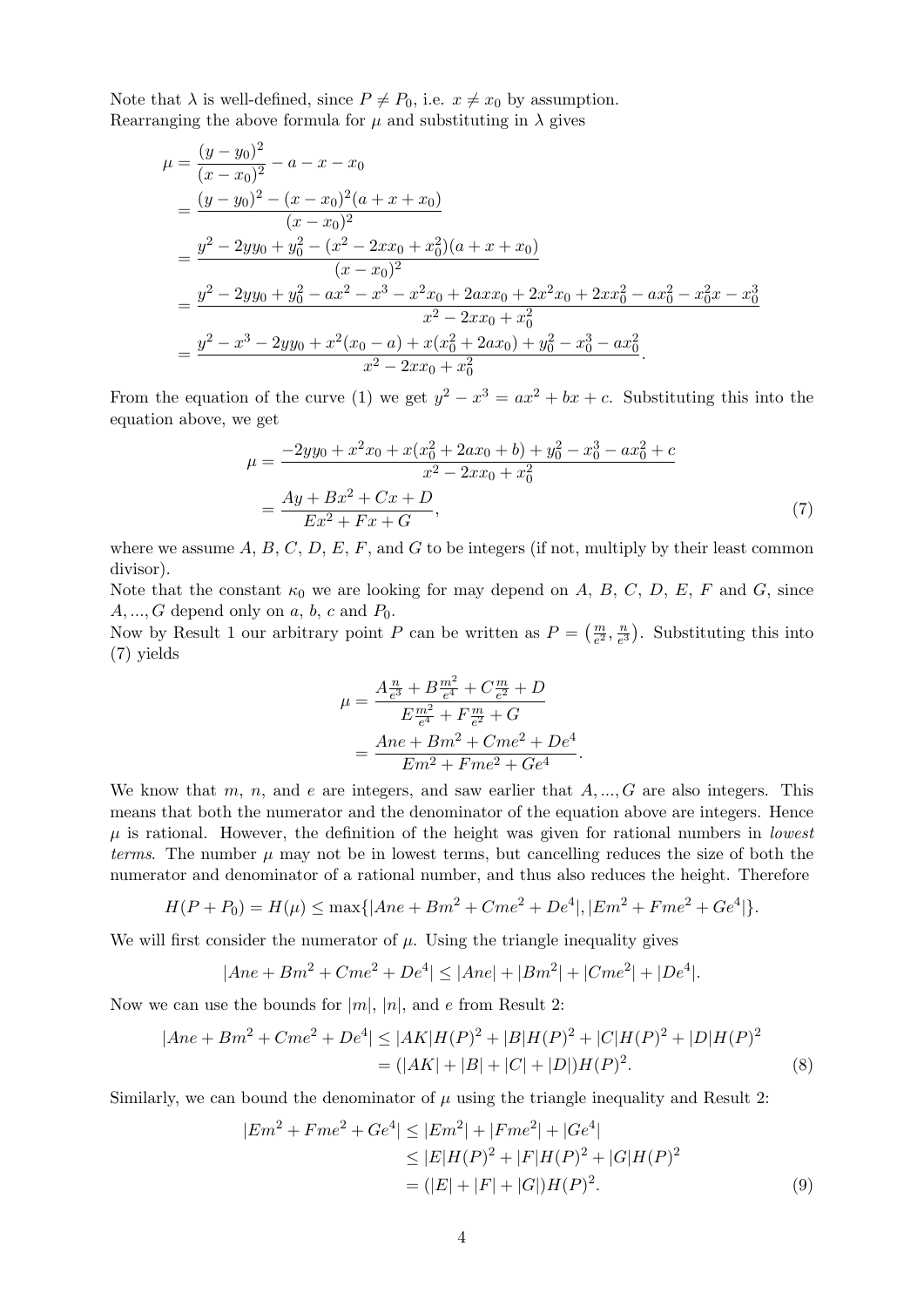Note that $\lambda$ is well-defined, since $P \neq P_0$, i.e. $x \neq x_0$ by assumption.
Rearranging the above formula for $\mu$ and substituting in $\lambda$ gives

$$
\begin{aligned}
\mu &= \frac{(y-y_0)^2}{(x-x_0)^2} - a - x - x_0 \\
&= \frac{(y-y_0)^2 - (x-x_0)^2(a+x+x_0)}{(x-x_0)^2} \\
&= \frac{y^2 - 2yy_0 + y_0^2 - (x^2 - 2xx_0 + x_0^2)(a+x+x_0)}{(x-x_0)^2} \\
&= \frac{y^2 - 2yy_0 + y_0^2 - ax^2 - x^3 - x^2x_0 + 2axx_0 + 2x^2x_0 + 2xx_0^2 - ax_0^2 - x_0^2x - x_0^3}{x^2 - 2xx_0 + x_0^2} \\
&= \frac{y^2 - x^3 - 2yy_0 + x^2(x_0 - a) + x(x_0^2 + 2ax_0) + y_0^2 - x_0^3 - ax_0^2}{x^2 - 2xx_0 + x_0^2}.
\end{aligned}
$$

From the equation of the curve (1) we get $y^2 - x^3 = ax^2 + bx + c$. Substituting this into the equation above, we get

$$
\begin{aligned}
\mu &= \frac{-2yy_0 + x^2x_0 + x(x_0^2 + 2ax_0 + b) + y_0^2 - x_0^3 - ax_0^2 + c}{x^2 - 2xx_0 + x_0^2} \\
&= \frac{Ay + Bx^2 + Cx + D}{Ex^2 + Fx + G},
\end{aligned}
\tag{7}
$$

where we assume $A$, $B$, $C$, $D$, $E$, $F$, and $G$ to be integers (if not, multiply by their least common divisor).
Note that the constant $\kappa_0$ we are looking for may depend on $A$, $B$, $C$, $D$, $E$, $F$ and $G$, since $A, ..., G$ depend only on $a$, $b$, $c$ and $P_0$.
Now by Result 1 our arbitrary point $P$ can be written as $P = \left(\frac{m}{e^2}, \frac{n}{e^3}\right)$. Substituting this into (7) yields

$$
\begin{aligned}
\mu &= \frac{A\frac{n}{e^3} + B\frac{m^2}{e^4} + C\frac{m}{e^2} + D}{E\frac{m^2}{e^4} + F\frac{m}{e^2} + G} \\
&= \frac{Ane + Bm^2 + Cme^2 + De^4}{Em^2 + Fme^2 + Ge^4}.
\end{aligned}
$$

We know that $m$, $n$, and $e$ are integers, and saw earlier that $A, ..., G$ are also integers. This means that both the numerator and the denominator of the equation above are integers. Hence $\mu$ is rational. However, the definition of the height was given for rational numbers in *lowest terms*. The number $\mu$ may not be in lowest terms, but cancelling reduces the size of both the numerator and denominator of a rational number, and thus also reduces the height. Therefore

$$
H(P + P_0) = H(\mu) \leq \max\{|Ane + Bm^2 + Cme^2 + De^4|, |Em^2 + Fme^2 + Ge^4|\}.
$$

We will first consider the numerator of $\mu$. Using the triangle inequality gives

$$
|Ane + Bm^2 + Cme^2 + De^4| \leq |Ane| + |Bm^2| + |Cme^2| + |De^4|.
$$

Now we can use the bounds for $|m|$, $|n|$, and $e$ from Result 2:

$$
\begin{aligned}
|Ane + Bm^2 + Cme^2 + De^4| &\leq |AK|H(P)^2 + |B|H(P)^2 + |C|H(P)^2 + |D|H(P)^2 \\
&= (|AK| + |B| + |C| + |D|)H(P)^2.
\end{aligned}
\tag{8}
$$

Similarly, we can bound the denominator of $\mu$ using the triangle inequality and Result 2:

$$
\begin{aligned}
|Em^2 + Fme^2 + Ge^4| &\leq |Em^2| + |Fme^2| + |Ge^4| \\
&\leq |E|H(P)^2 + |F|H(P)^2 + |G|H(P)^2 \\
&= (|E| + |F| + |G|)H(P)^2.
\end{aligned}
\tag{9}
$$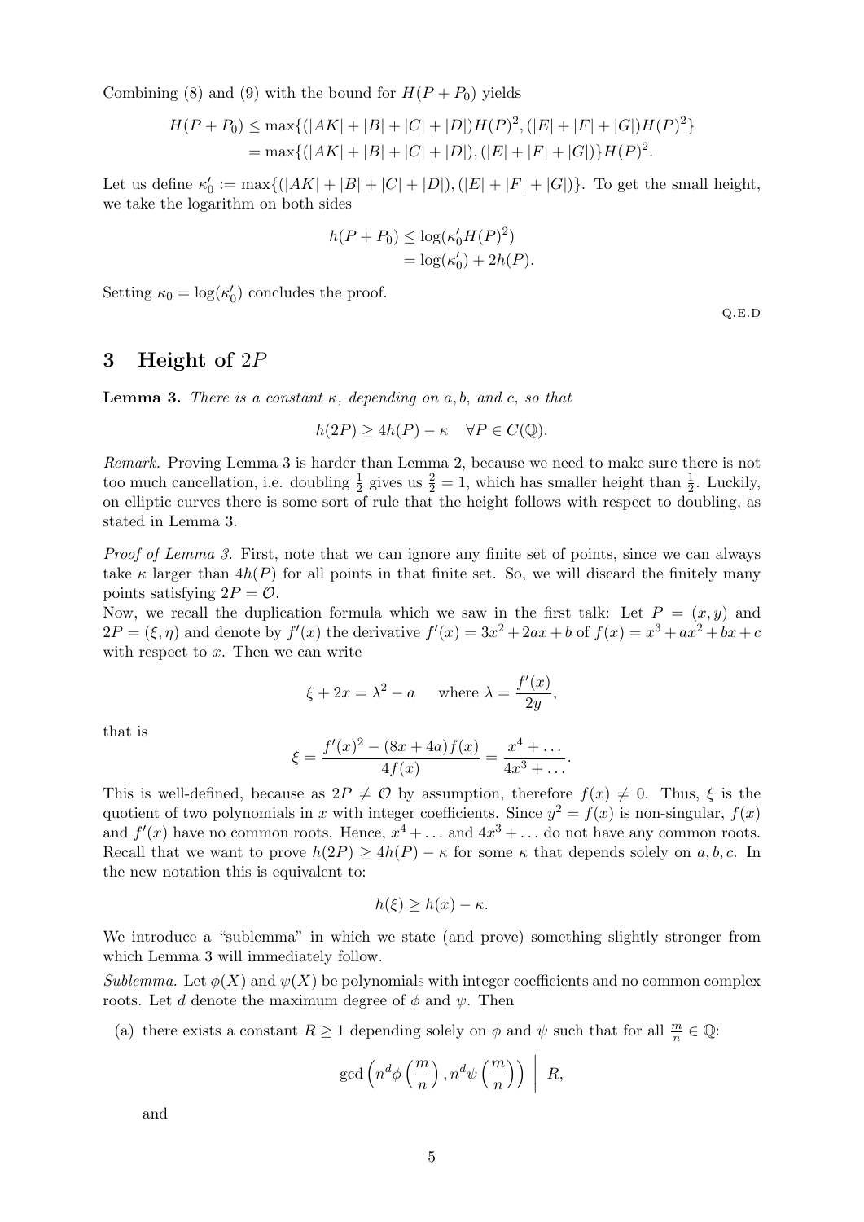Combining (8) and (9) with the bound for $H(P+P_0)$ yields

$$
\begin{aligned}
H(P+P_0) &\leq \max\{(|AK|+|B|+|C|+|D|)H(P)^2, (|E|+|F|+|G|)H(P)^2\} \\
&= \max\{(|AK|+|B|+|C|+|D|), (|E|+|F|+|G|)\}H(P)^2.
\end{aligned}
$$

Let us define $\kappa_0' := \max\{(|AK|+|B|+|C|+|D|), (|E|+|F|+|G|)\}$. To get the small height, we take the logarithm on both sides

$$
\begin{aligned}
h(P+P_0) &\leq \log(\kappa_0' H(P)^2) \\
&= \log(\kappa_0') + 2h(P).
\end{aligned}
$$

Setting $\kappa_0 = \log(\kappa_0')$ concludes the proof.

Q.E.D

## 3 Height of $2P$

**Lemma 3.** *There is a constant $\kappa$, depending on $a, b$, and $c$, so that*

$$h(2P) \geq 4h(P) - \kappa \quad \forall P \in C(\mathbb{Q}).$$

*Remark.* Proving Lemma 3 is harder than Lemma 2, because we need to make sure there is not too much cancellation, i.e. doubling $\frac{1}{2}$ gives us $\frac{2}{2} = 1$, which has smaller height than $\frac{1}{2}$. Luckily, on elliptic curves there is some sort of rule that the height follows with respect to doubling, as stated in Lemma 3.

*Proof of Lemma 3.* First, note that we can ignore any finite set of points, since we can always take $\kappa$ larger than $4h(P)$ for all points in that finite set. So, we will discard the finitely many points satisfying $2P = \mathcal{O}$.

Now, we recall the duplication formula which we saw in the first talk: Let $P = (x, y)$ and $2P = (\xi, \eta)$ and denote by $f'(x)$ the derivative $f'(x) = 3x^2 + 2ax + b$ of $f(x) = x^3 + ax^2 + bx + c$ with respect to $x$. Then we can write

$$\xi + 2x = \lambda^2 - a \quad \text{ where } \lambda = \frac{f'(x)}{2y},$$

that is

$$\xi = \frac{f'(x)^2 - (8x + 4a)f(x)}{4f(x)} = \frac{x^4 + \dots}{4x^3 + \dots}.$$

This is well-defined, because as $2P \neq \mathcal{O}$ by assumption, therefore $f(x) \neq 0$. Thus, $\xi$ is the quotient of two polynomials in $x$ with integer coefficients. Since $y^2 = f(x)$ is non-singular, $f(x)$ and $f'(x)$ have no common roots. Hence, $x^4 + \dots$ and $4x^3 + \dots$ do not have any common roots. Recall that we want to prove $h(2P) \geq 4h(P) - \kappa$ for some $\kappa$ that depends solely on $a, b, c$. In the new notation this is equivalent to:

$$h(\xi) \geq h(x) - \kappa.$$

We introduce a "sublemma" in which we state (and prove) something slightly stronger from which Lemma 3 will immediately follow.

*Sublemma.* Let $\phi(X)$ and $\psi(X)$ be polynomials with integer coefficients and no common complex roots. Let $d$ denote the maximum degree of $\phi$ and $\psi$. Then

(a) there exists a constant $R \geq 1$ depending solely on $\phi$ and $\psi$ such that for all $\frac{m}{n} \in \mathbb{Q}$:

$$\gcd\left(n^d \phi\left(\frac{m}{n}\right), n^d \psi\left(\frac{m}{n}\right)\right) \;\Big|\; R,$$

and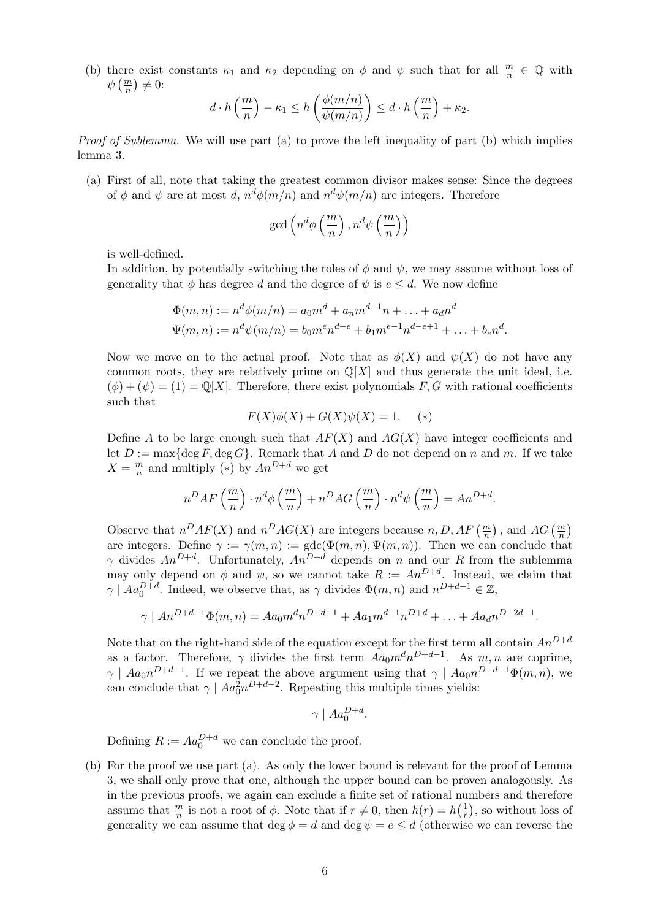(b) there exist constants $\kappa_1$ and $\kappa_2$ depending on $\phi$ and $\psi$ such that for all $\frac{m}{n} \in \mathbb{Q}$ with $\psi\left(\frac{m}{n}\right) \neq 0$:

$$d \cdot h\left(\frac{m}{n}\right) - \kappa_1 \leq h\left(\frac{\phi(m/n)}{\psi(m/n)}\right) \leq d \cdot h\left(\frac{m}{n}\right) + \kappa_2.$$

*Proof of Sublemma.* We will use part (a) to prove the left inequality of part (b) which implies lemma 3.

(a) First of all, note that taking the greatest common divisor makes sense: Since the degrees of $\phi$ and $\psi$ are at most $d$, $n^d\phi(m/n)$ and $n^d\psi(m/n)$ are integers. Therefore

$$\gcd\left(n^d\phi\left(\frac{m}{n}\right), n^d\psi\left(\frac{m}{n}\right)\right)$$

is well-defined.

In addition, by potentially switching the roles of $\phi$ and $\psi$, we may assume without loss of generality that $\phi$ has degree $d$ and the degree of $\psi$ is $e \leq d$. We now define

$$\Phi(m,n) := n^d\phi(m/n) = a_0m^d + a_nm^{d-1}n + \ldots + a_dn^d$$
$$\Psi(m,n) := n^d\psi(m/n) = b_0m^en^{d-e} + b_1m^{e-1}n^{d-e+1} + \ldots + b_en^d.$$

Now we move on to the actual proof. Note that as $\phi(X)$ and $\psi(X)$ do not have any common roots, they are relatively prime on $\mathbb{Q}[X]$ and thus generate the unit ideal, i.e. $(\phi) + (\psi) = (1) = \mathbb{Q}[X]$. Therefore, there exist polynomials $F, G$ with rational coefficients such that

$$F(X)\phi(X) + G(X)\psi(X) = 1. \quad (*)$$

Define $A$ to be large enough such that $AF(X)$ and $AG(X)$ have integer coefficients and let $D := \max\{\deg F, \deg G\}$. Remark that $A$ and $D$ do not depend on $n$ and $m$. If we take $X = \frac{m}{n}$ and multiply $(*)$ by $An^{D+d}$ we get

$$n^DAF\left(\frac{m}{n}\right) \cdot n^d\phi\left(\frac{m}{n}\right) + n^DAG\left(\frac{m}{n}\right) \cdot n^d\psi\left(\frac{m}{n}\right) = An^{D+d}.$$

Observe that $n^DAF(X)$ and $n^DAG(X)$ are integers because $n, D, AF\left(\frac{m}{n}\right)$, and $AG\left(\frac{m}{n}\right)$ are integers. Define $\gamma := \gamma(m,n) := \text{gdc}(\Phi(m,n), \Psi(m,n))$. Then we can conclude that $\gamma$ divides $An^{D+d}$. Unfortunately, $An^{D+d}$ depends on $n$ and our $R$ from the sublemma may only depend on $\phi$ and $\psi$, so we cannot take $R := An^{D+d}$. Instead, we claim that $\gamma \mid Aa_0^{D+d}$. Indeed, we observe that, as $\gamma$ divides $\Phi(m,n)$ and $n^{D+d-1} \in \mathbb{Z}$,

$$\gamma \mid An^{D+d-1}\Phi(m,n) = Aa_0m^dn^{D+d-1} + Aa_1m^{d-1}n^{D+d} + \ldots + Aa_dn^{D+2d-1}.$$

Note that on the right-hand side of the equation except for the first term all contain $An^{D+d}$ as a factor. Therefore, $\gamma$ divides the first term $Aa_0m^dn^{D+d-1}$. As $m, n$ are coprime, $\gamma \mid Aa_0n^{D+d-1}$. If we repeat the above argument using that $\gamma \mid Aa_0n^{D+d-1}\Phi(m,n)$, we can conclude that $\gamma \mid Aa_0^2n^{D+d-2}$. Repeating this multiple times yields:

$$\gamma \mid Aa_0^{D+d}.$$

Defining $R := Aa_0^{D+d}$ we can conclude the proof.

(b) For the proof we use part (a). As only the lower bound is relevant for the proof of Lemma 3, we shall only prove that one, although the upper bound can be proven analogously. As in the previous proofs, we again can exclude a finite set of rational numbers and therefore assume that $\frac{m}{n}$ is not a root of $\phi$. Note that if $r \neq 0$, then $h(r) = h\left(\frac{1}{r}\right)$, so without loss of generality we can assume that $\deg \phi = d$ and $\deg \psi = e \leq d$ (otherwise we can reverse the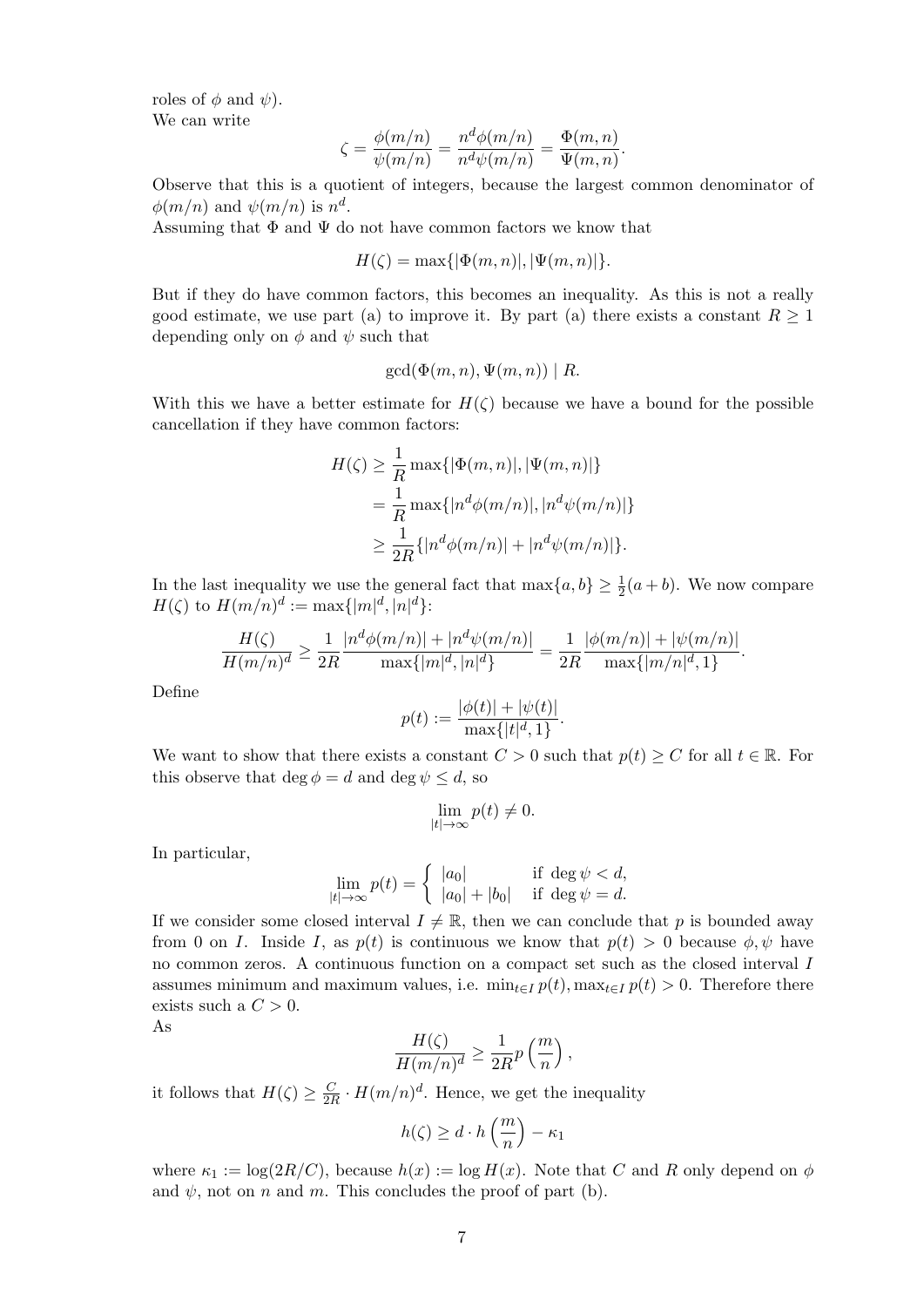roles of $\phi$ and $\psi$).

We can write

$$\zeta = \frac{\phi(m/n)}{\psi(m/n)} = \frac{n^d \phi(m/n)}{n^d \psi(m/n)} = \frac{\Phi(m,n)}{\Psi(m,n)}.$$

Observe that this is a quotient of integers, because the largest common denominator of $\phi(m/n)$ and $\psi(m/n)$ is $n^d$.

Assuming that $\Phi$ and $\Psi$ do not have common factors we know that

$$H(\zeta) = \max\{|\Phi(m,n)|, |\Psi(m,n)|\}.$$

But if they do have common factors, this becomes an inequality. As this is not a really good estimate, we use part (a) to improve it. By part (a) there exists a constant $R \geq 1$ depending only on $\phi$ and $\psi$ such that

$$\gcd(\Phi(m,n), \Psi(m,n)) \mid R.$$

With this we have a better estimate for $H(\zeta)$ because we have a bound for the possible cancellation if they have common factors:

$$\begin{aligned}
H(\zeta) &\geq \frac{1}{R} \max\{|\Phi(m,n)|, |\Psi(m,n)|\} \\
&= \frac{1}{R} \max\{|n^d \phi(m/n)|, |n^d \psi(m/n)|\} \\
&\geq \frac{1}{2R} \{|n^d \phi(m/n)| + |n^d \psi(m/n)|\}.
\end{aligned}$$

In the last inequality we use the general fact that $\max\{a,b\} \geq \frac{1}{2}(a+b)$. We now compare $H(\zeta)$ to $H(m/n)^d := \max\{|m|^d, |n|^d\}$:

$$\frac{H(\zeta)}{H(m/n)^d} \geq \frac{1}{2R} \frac{|n^d \phi(m/n)| + |n^d \psi(m/n)|}{\max\{|m|^d, |n|^d\}} = \frac{1}{2R} \frac{|\phi(m/n)| + |\psi(m/n)|}{\max\{|m/n|^d, 1\}}.$$

Define

$$p(t) := \frac{|\phi(t)| + |\psi(t)|}{\max\{|t|^d, 1\}}.$$

We want to show that there exists a constant $C > 0$ such that $p(t) \geq C$ for all $t \in \mathbb{R}$. For this observe that $\deg \phi = d$ and $\deg \psi \leq d$, so

$$\lim_{|t| \to \infty} p(t) \neq 0.$$

In particular,

$$\lim_{|t| \to \infty} p(t) = \begin{cases} |a_0| & \text{if } \deg \psi < d, \\ |a_0| + |b_0| & \text{if } \deg \psi = d. \end{cases}$$

If we consider some closed interval $I \neq \mathbb{R}$, then we can conclude that $p$ is bounded away from 0 on $I$. Inside $I$, as $p(t)$ is continuous we know that $p(t) > 0$ because $\phi, \psi$ have no common zeros. A continuous function on a compact set such as the closed interval $I$ assumes minimum and maximum values, i.e. $\min_{t \in I} p(t), \max_{t \in I} p(t) > 0$. Therefore there exists such a $C > 0$.

As

$$\frac{H(\zeta)}{H(m/n)^d} \geq \frac{1}{2R} p\left(\frac{m}{n}\right),$$

it follows that $H(\zeta) \geq \frac{C}{2R} \cdot H(m/n)^d$. Hence, we get the inequality

$$h(\zeta) \geq d \cdot h\left(\frac{m}{n}\right) - \kappa_1$$

where $\kappa_1 := \log(2R/C)$, because $h(x) := \log H(x)$. Note that $C$ and $R$ only depend on $\phi$ and $\psi$, not on $n$ and $m$. This concludes the proof of part (b).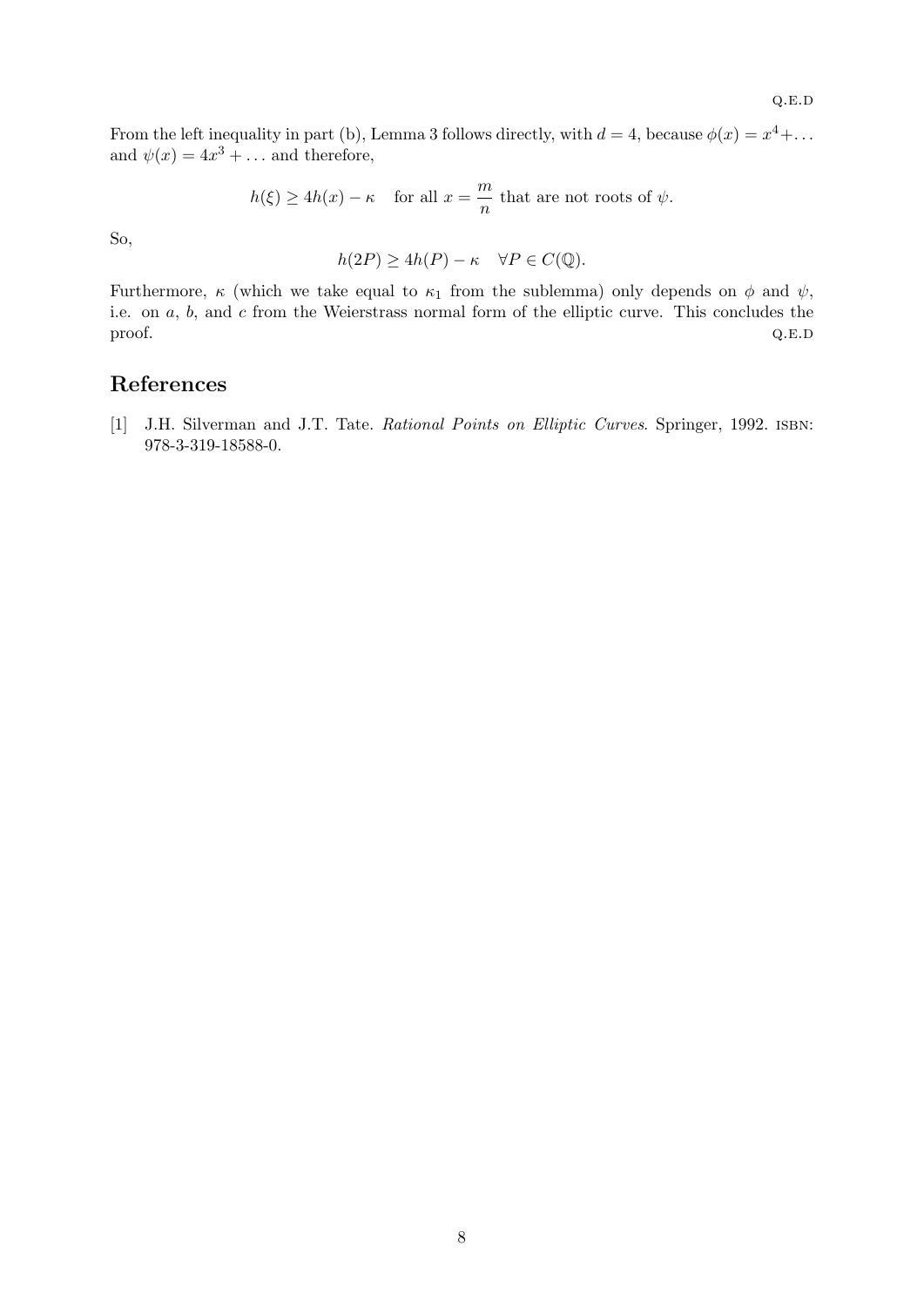Q.E.D

From the left inequality in part (b), Lemma 3 follows directly, with $d = 4$, because $\phi(x) = x^4 + \dots$ and $\psi(x) = 4x^3 + \dots$ and therefore,

$$h(\xi) \geq 4h(x) - \kappa \quad \text{for all } x = \frac{m}{n} \text{ that are not roots of } \psi.$$

So,

$$h(2P) \geq 4h(P) - \kappa \quad \forall P \in C(\mathbb{Q}).$$

Furthermore, $\kappa$ (which we take equal to $\kappa_1$ from the sublemma) only depends on $\phi$ and $\psi$, i.e. on $a$, $b$, and $c$ from the Weierstrass normal form of the elliptic curve. This concludes the proof. Q.E.D

## References

[1] J.H. Silverman and J.T. Tate. *Rational Points on Elliptic Curves*. Springer, 1992. ISBN: 978-3-319-18588-0.